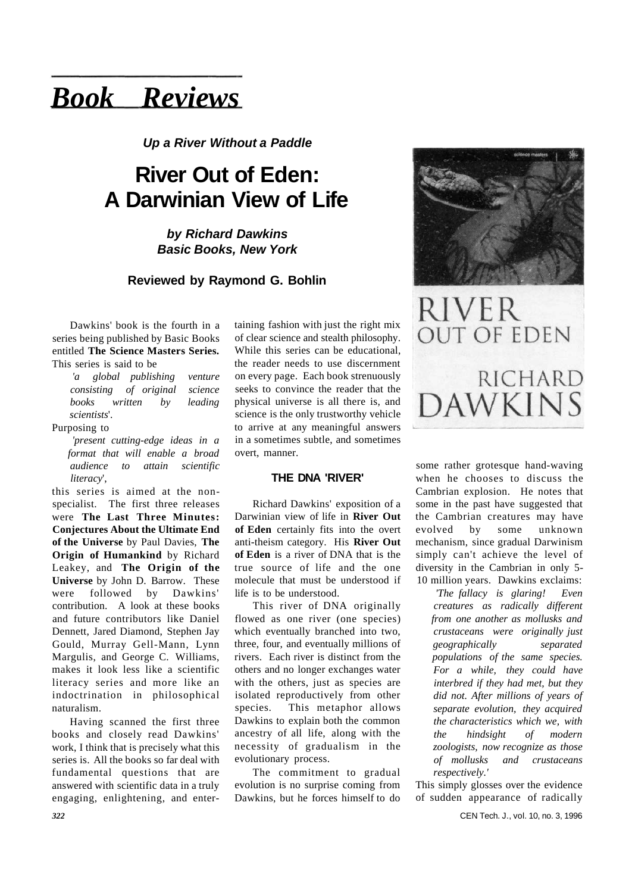# Book Reviews

***Up a River Without a Paddle***

## River Out of Eden: A Darwinian View of Life

***by Richard Dawkins***
***Basic Books, New York***

**Reviewed by Raymond G. Bohlin**

Dawkins' book is the fourth in a series being published by Basic Books entitled **The Science Masters Series.** This series is said to be

> *'a global publishing venture consisting of original science books written by leading scientists'.*

Purposing to

> *'present cutting-edge ideas in a format that will enable a broad audience to attain scientific literacy',*

this series is aimed at the non-specialist. The first three releases were **The Last Three Minutes: Conjectures About the Ultimate End of the Universe** by Paul Davies, **The Origin of Humankind** by Richard Leakey, and **The Origin of the Universe** by John D. Barrow. These were followed by Dawkins' contribution. A look at these books and future contributors like Daniel Dennett, Jared Diamond, Stephen Jay Gould, Murray Gell-Mann, Lynn Margulis, and George C. Williams, makes it look less like a scientific literacy series and more like an indoctrination in philosophical naturalism.

Having scanned the first three books and closely read Dawkins' work, I think that is precisely what this series is. All the books so far deal with fundamental questions that are answered with scientific data in a truly engaging, enlightening, and entertaining fashion with just the right mix of clear science and stealth philosophy. While this series can be educational, the reader needs to use discernment on every page. Each book strenuously seeks to convince the reader that the physical universe is all there is, and science is the only trustworthy vehicle to arrive at any meaningful answers in a sometimes subtle, and sometimes overt, manner.

### THE DNA 'RIVER'

Richard Dawkins' exposition of a Darwinian view of life in **River Out of Eden** certainly fits into the overt anti-theism category. His **River Out of Eden** is a river of DNA that is the true source of life and the one molecule that must be understood if life is to be understood.

This river of DNA originally flowed as one river (one species) which eventually branched into two, three, four, and eventually millions of rivers. Each river is distinct from the others and no longer exchanges water with the others, just as species are isolated reproductively from other species. This metaphor allows Dawkins to explain both the common ancestry of all life, along with the necessity of gradualism in the evolutionary process.

The commitment to gradual evolution is no surprise coming from Dawkins, but he forces himself to do some rather grotesque hand-waving when he chooses to discuss the Cambrian explosion. He notes that some in the past have suggested that the Cambrian creatures may have evolved by some unknown mechanism, since gradual Darwinism simply can't achieve the level of diversity in the Cambrian in only 5-10 million years. Dawkins exclaims:

> *'The fallacy is glaring! Even creatures as radically different from one another as mollusks and crustaceans were originally just geographically separated populations of the same species. For a while, they could have interbred if they had met, but they did not. After millions of years of separate evolution, they acquired the characteristics which we, with the hindsight of modern zoologists, now recognize as those of mollusks and crustaceans respectively.'*

This simply glosses over the evidence of sudden appearance of radically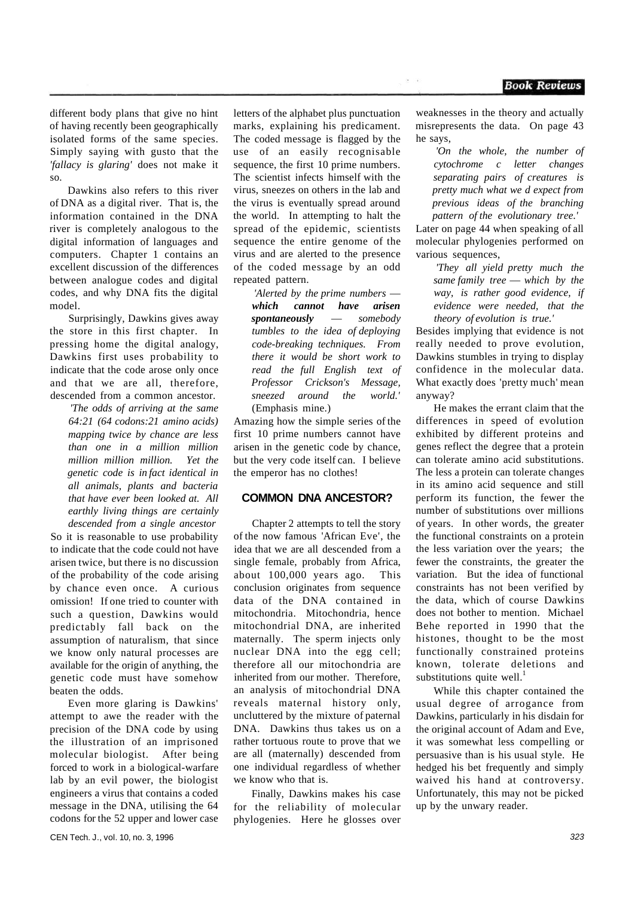different body plans that give no hint of having recently been geographically isolated forms of the same species. Simply saying with gusto that the *'fallacy is glaring'* does not make it so.

Dawkins also refers to this river of DNA as a digital river. That is, the information contained in the DNA river is completely analogous to the digital information of languages and computers. Chapter 1 contains an excellent discussion of the differences between analogue codes and digital codes, and why DNA fits the digital model.

Surprisingly, Dawkins gives away the store in this first chapter. In pressing home the digital analogy, Dawkins first uses probability to indicate that the code arose only once and that we are all, therefore, descended from a common ancestor.

> *'The odds of arriving at the same 64:21 (64 codons:21 amino acids) mapping twice by chance are less than one in a million million million million million. Yet the genetic code is in fact identical in all animals, plants and bacteria that have ever been looked at. All earthly living things are certainly descended from a single ancestor*

So it is reasonable to use probability to indicate that the code could not have arisen twice, but there is no discussion of the probability of the code arising by chance even once. A curious omission! If one tried to counter with such a question, Dawkins would predictably fall back on the assumption of naturalism, that since we know only natural processes are available for the origin of anything, the genetic code must have somehow beaten the odds.

Even more glaring is Dawkins' attempt to awe the reader with the precision of the DNA code by using the illustration of an imprisoned molecular biologist. After being forced to work in a biological-warfare lab by an evil power, the biologist engineers a virus that contains a coded message in the DNA, utilising the 64 codons for the 52 upper and lower case letters of the alphabet plus punctuation marks, explaining his predicament. The coded message is flagged by the use of an easily recognisable sequence, the first 10 prime numbers. The scientist infects himself with the virus, sneezes on others in the lab and the virus is eventually spread around the world. In attempting to halt the spread of the epidemic, scientists sequence the entire genome of the virus and are alerted to the presence of the coded message by an odd repeated pattern.

> *'Alerted by the prime numbers — **which cannot have arisen spontaneously** — somebody tumbles to the idea of deploying code-breaking techniques. From there it would be short work to read the full English text of Professor Crickson's Message, sneezed around the world.'* (Emphasis mine.)

Amazing how the simple series of the first 10 prime numbers cannot have arisen in the genetic code by chance, but the very code itself can. I believe the emperor has no clothes!

## COMMON DNA ANCESTOR?

Chapter 2 attempts to tell the story of the now famous 'African Eve', the idea that we are all descended from a single female, probably from Africa, about 100,000 years ago. This conclusion originates from sequence data of the DNA contained in mitochondria. Mitochondria, hence mitochondrial DNA, are inherited maternally. The sperm injects only nuclear DNA into the egg cell; therefore all our mitochondria are inherited from our mother. Therefore, an analysis of mitochondrial DNA reveals maternal history only, uncluttered by the mixture of paternal DNA. Dawkins thus takes us on a rather tortuous route to prove that we are all (maternally) descended from one individual regardless of whether we know who that is.

Finally, Dawkins makes his case for the reliability of molecular phylogenies. Here he glosses over weaknesses in the theory and actually misrepresents the data. On page 43 he says,

> *'On the whole, the number of cytochrome c letter changes separating pairs of creatures is pretty much what we d expect from previous ideas of the branching pattern of the evolutionary tree.'*

Later on page 44 when speaking of all molecular phylogenies performed on various sequences,

> *'They all yield pretty much the same family tree — which by the way, is rather good evidence, if evidence were needed, that the theory of evolution is true.'*

Besides implying that evidence is not really needed to prove evolution, Dawkins stumbles in trying to display confidence in the molecular data. What exactly does 'pretty much' mean anyway?

He makes the errant claim that the differences in speed of evolution exhibited by different proteins and genes reflect the degree that a protein can tolerate amino acid substitutions. The less a protein can tolerate changes in its amino acid sequence and still perform its function, the fewer the number of substitutions over millions of years. In other words, the greater the functional constraints on a protein the less variation over the years; the fewer the constraints, the greater the variation. But the idea of functional constraints has not been verified by the data, which of course Dawkins does not bother to mention. Michael Behe reported in 1990 that the histones, thought to be the most functionally constrained proteins known, tolerate deletions and substitutions quite well.[1]

While this chapter contained the usual degree of arrogance from Dawkins, particularly in his disdain for the original account of Adam and Eve, it was somewhat less compelling or persuasive than is his usual style. He hedged his bet frequently and simply waived his hand at controversy. Unfortunately, this may not be picked up by the unwary reader.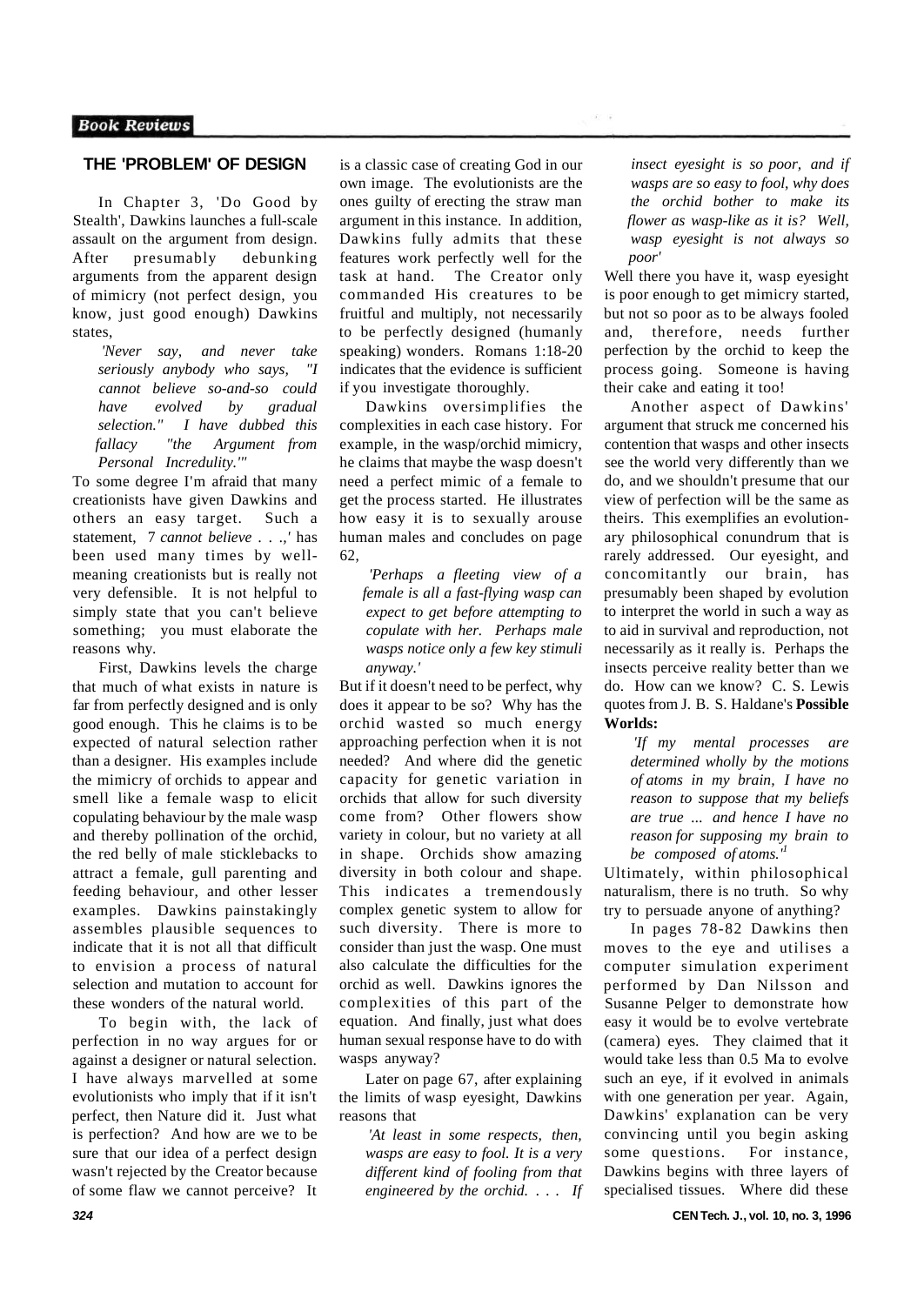## THE 'PROBLEM' OF DESIGN

In Chapter 3, 'Do Good by Stealth', Dawkins launches a full-scale assault on the argument from design. After presumably debunking arguments from the apparent design of mimicry (not perfect design, you know, just good enough) Dawkins states,

> *'Never say, and never take seriously anybody who says, "I cannot believe so-and-so could have evolved by gradual selection." I have dubbed this fallacy "the Argument from Personal Incredulity."'*

To some degree I'm afraid that many creationists have given Dawkins and others an easy target. Such a statement, *7 cannot believe . . .,'* has been used many times by well-meaning creationists but is really not very defensible. It is not helpful to simply state that you can't believe something; you must elaborate the reasons why.

First, Dawkins levels the charge that much of what exists in nature is far from perfectly designed and is only good enough. This he claims is to be expected of natural selection rather than a designer. His examples include the mimicry of orchids to appear and smell like a female wasp to elicit copulating behaviour by the male wasp and thereby pollination of the orchid, the red belly of male sticklebacks to attract a female, gull parenting and feeding behaviour, and other lesser examples. Dawkins painstakingly assembles plausible sequences to indicate that it is not all that difficult to envision a process of natural selection and mutation to account for these wonders of the natural world.

To begin with, the lack of perfection in no way argues for or against a designer or natural selection. I have always marvelled at some evolutionists who imply that if it isn't perfect, then Nature did it. Just what is perfection? And how are we to be sure that our idea of a perfect design wasn't rejected by the Creator because of some flaw we cannot perceive? It is a classic case of creating God in our own image. The evolutionists are the ones guilty of erecting the straw man argument in this instance. In addition, Dawkins fully admits that these features work perfectly well for the task at hand. The Creator only commanded His creatures to be fruitful and multiply, not necessarily to be perfectly designed (humanly speaking) wonders. Romans 1:18-20 indicates that the evidence is sufficient if you investigate thoroughly.

Dawkins oversimplifies the complexities in each case history. For example, in the wasp/orchid mimicry, he claims that maybe the wasp doesn't need a perfect mimic of a female to get the process started. He illustrates how easy it is to sexually arouse human males and concludes on page 62,

> *'Perhaps a fleeting view of a female is all a fast-flying wasp can expect to get before attempting to copulate with her. Perhaps male wasps notice only a few key stimuli anyway.'*

But if it doesn't need to be perfect, why does it appear to be so? Why has the orchid wasted so much energy approaching perfection when it is not needed? And where did the genetic capacity for genetic variation in orchids that allow for such diversity come from? Other flowers show variety in colour, but no variety at all in shape. Orchids show amazing diversity in both colour and shape. This indicates a tremendously complex genetic system to allow for such diversity. There is more to consider than just the wasp. One must also calculate the difficulties for the orchid as well. Dawkins ignores the complexities of this part of the equation. And finally, just what does human sexual response have to do with wasps anyway?

Later on page 67, after explaining the limits of wasp eyesight, Dawkins reasons that

> *'At least in some respects, then, wasps are easy to fool. It is a very different kind of fooling from that engineered by the orchid. . . . If insect eyesight is so poor, and if wasps are so easy to fool, why does the orchid bother to make its flower as wasp-like as it is? Well, wasp eyesight is not always so poor'*

Well there you have it, wasp eyesight is poor enough to get mimicry started, but not so poor as to be always fooled and, therefore, needs further perfection by the orchid to keep the process going. Someone is having their cake and eating it too!

Another aspect of Dawkins' argument that struck me concerned his contention that wasps and other insects see the world very differently than we do, and we shouldn't presume that our view of perfection will be the same as theirs. This exemplifies an evolutionary philosophical conundrum that is rarely addressed. Our eyesight, and concomitantly our brain, has presumably been shaped by evolution to interpret the world in such a way as to aid in survival and reproduction, not necessarily as it really is. Perhaps the insects perceive reality better than we do. How can we know? C. S. Lewis quotes from J. B. S. Haldane's **Possible Worlds:**

> *'If my mental processes are determined wholly by the motions of atoms in my brain, I have no reason to suppose that my beliefs are true ... and hence I have no reason for supposing my brain to be composed of atoms.'*[1]

Ultimately, within philosophical naturalism, there is no truth. So why try to persuade anyone of anything?

In pages 78-82 Dawkins then moves to the eye and utilises a computer simulation experiment performed by Dan Nilsson and Susanne Pelger to demonstrate how easy it would be to evolve vertebrate (camera) eyes. They claimed that it would take less than 0.5 Ma to evolve such an eye, if it evolved in animals with one generation per year. Again, Dawkins' explanation can be very convincing until you begin asking some questions. For instance, Dawkins begins with three layers of specialised tissues. Where did these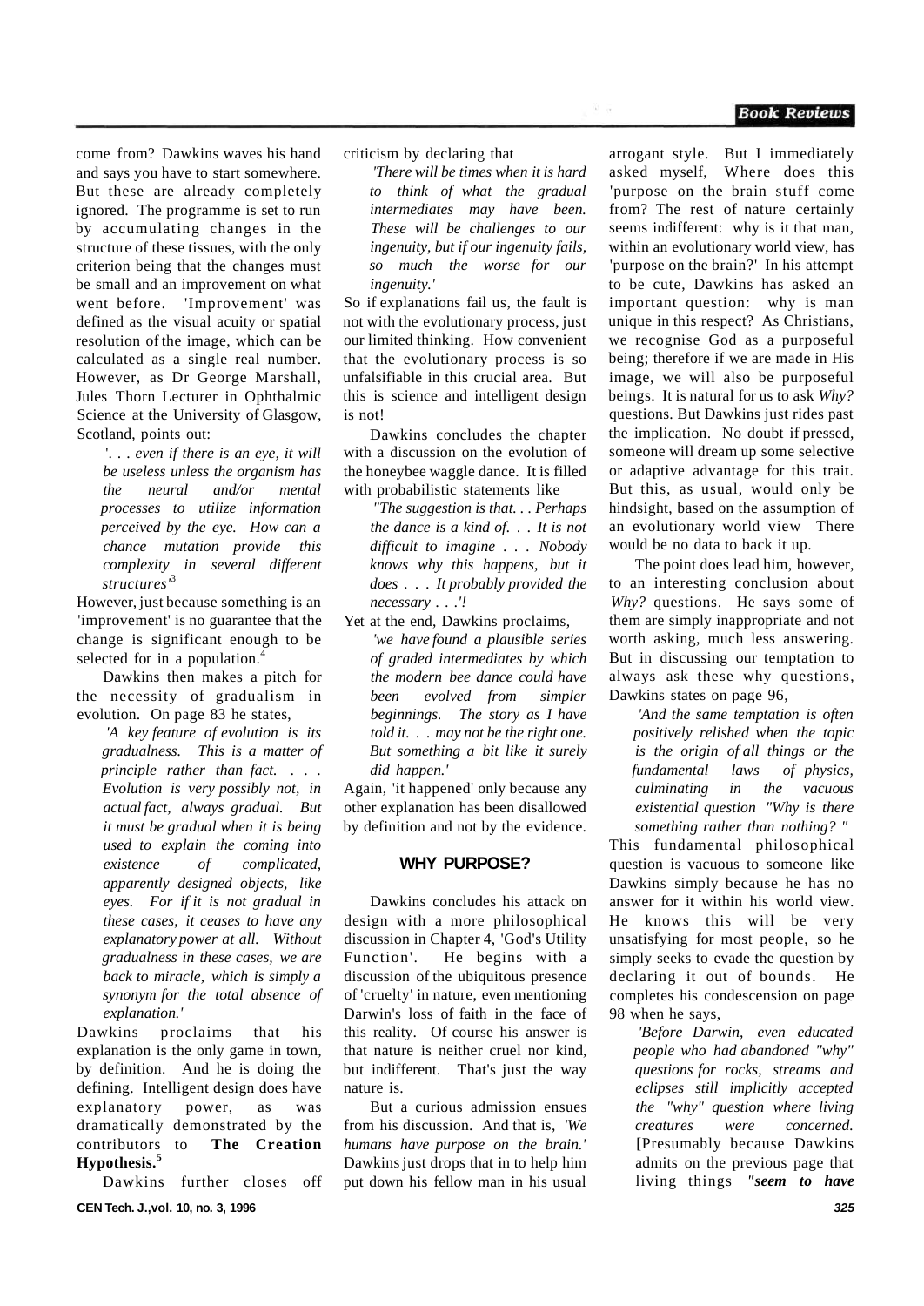come from? Dawkins waves his hand and says you have to start somewhere. But these are already completely ignored. The programme is set to run by accumulating changes in the structure of these tissues, with the only criterion being that the changes must be small and an improvement on what went before. 'Improvement' was defined as the visual acuity or spatial resolution of the image, which can be calculated as a single real number. However, as Dr George Marshall, Jules Thorn Lecturer in Ophthalmic Science at the University of Glasgow, Scotland, points out:

> *'. . . even if there is an eye, it will be useless unless the organism has the neural and/or mental processes to utilize information perceived by the eye. How can a chance mutation provide this complexity in several different structures'*[3]

However, just because something is an 'improvement' is no guarantee that the change is significant enough to be selected for in a population.[4]

Dawkins then makes a pitch for the necessity of gradualism in evolution. On page 83 he states,

> *'A key feature of evolution is its gradualness. This is a matter of principle rather than fact. . . . Evolution is very possibly not, in actual fact, always gradual. But it must be gradual when it is being used to explain the coming into existence of complicated, apparently designed objects, like eyes. For if it is not gradual in these cases, it ceases to have any explanatory power at all. Without gradualness in these cases, we are back to miracle, which is simply a synonym for the total absence of explanation.'*

Dawkins proclaims that his explanation is the only game in town, by definition. And he is doing the defining. Intelligent design does have explanatory power, as was dramatically demonstrated by the contributors to **The Creation Hypothesis.**[5]

Dawkins further closes off criticism by declaring that

> *'There will be times when it is hard to think of what the gradual intermediates may have been. These will be challenges to our ingenuity, but if our ingenuity fails, so much the worse for our ingenuity.'*

So if explanations fail us, the fault is not with the evolutionary process, just our limited thinking. How convenient that the evolutionary process is so unfalsifiable in this crucial area. But this is science and intelligent design is not!

Dawkins concludes the chapter with a discussion on the evolution of the honeybee waggle dance. It is filled with probabilistic statements like

> *"The suggestion is that. . . Perhaps the dance is a kind of. . . It is not difficult to imagine . . . Nobody knows why this happens, but it does . . . It probably provided the necessary . . .'!*

Yet at the end, Dawkins proclaims,

> *'we have found a plausible series of graded intermediates by which the modern bee dance could have been evolved from simpler beginnings. The story as I have told it. . . may not be the right one. But something a bit like it surely did happen.'*

Again, 'it happened' only because any other explanation has been disallowed by definition and not by the evidence.

## WHY PURPOSE?

Dawkins concludes his attack on design with a more philosophical discussion in Chapter 4, 'God's Utility Function'. He begins with a discussion of the ubiquitous presence of 'cruelty' in nature, even mentioning Darwin's loss of faith in the face of this reality. Of course his answer is that nature is neither cruel nor kind, but indifferent. That's just the way nature is.

But a curious admission ensues from his discussion. And that is, *'We humans have purpose on the brain.'* Dawkins just drops that in to help him put down his fellow man in his usual arrogant style. But I immediately asked myself, Where does this 'purpose on the brain stuff come from? The rest of nature certainly seems indifferent: why is it that man, within an evolutionary world view, has 'purpose on the brain?' In his attempt to be cute, Dawkins has asked an important question: why is man unique in this respect? As Christians, we recognise God as a purposeful being; therefore if we are made in His image, we will also be purposeful beings. It is natural for us to ask *Why?* questions. But Dawkins just rides past the implication. No doubt if pressed, someone will dream up some selective or adaptive advantage for this trait. But this, as usual, would only be hindsight, based on the assumption of an evolutionary world view There would be no data to back it up.

The point does lead him, however, to an interesting conclusion about *Why?* questions. He says some of them are simply inappropriate and not worth asking, much less answering. But in discussing our temptation to always ask these why questions, Dawkins states on page 96,

> *'And the same temptation is often positively relished when the topic is the origin of all things or the fundamental laws of physics, culminating in the vacuous existential question "Why is there something rather than nothing? "*

This fundamental philosophical question is vacuous to someone like Dawkins simply because he has no answer for it within his world view. He knows this will be very unsatisfying for most people, so he simply seeks to evade the question by declaring it out of bounds. He completes his condescension on page 98 when he says,

> *'Before Darwin, even educated people who had abandoned "why" questions for rocks, streams and eclipses still implicitly accepted the "why" question where living creatures were concerned.* [Presumably because Dawkins admits on the previous page that living things ***"seem to have***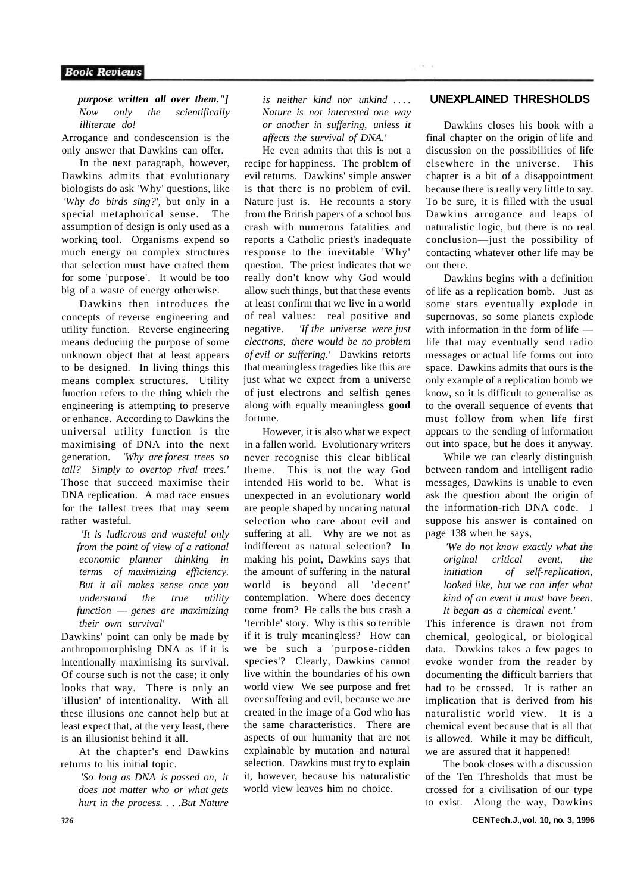*purpose written all over them."] Now only the scientifically illiterate do!*

Arrogance and condescension is the only answer that Dawkins can offer.

In the next paragraph, however, Dawkins admits that evolutionary biologists do ask 'Why' questions, like *'Why do birds sing?'*, but only in a special metaphorical sense. The assumption of design is only used as a working tool. Organisms expend so much energy on complex structures that selection must have crafted them for some 'purpose'. It would be too big of a waste of energy otherwise.

Dawkins then introduces the concepts of reverse engineering and utility function. Reverse engineering means deducing the purpose of some unknown object that at least appears to be designed. In living things this means complex structures. Utility function refers to the thing which the engineering is attempting to preserve or enhance. According to Dawkins the universal utility function is the maximising of DNA into the next generation. *'Why are forest trees so tall? Simply to overtop rival trees.'* Those that succeed maximise their DNA replication. A mad race ensues for the tallest trees that may seem rather wasteful.

> *'It is ludicrous and wasteful only from the point of view of a rational economic planner thinking in terms of maximizing efficiency. But it all makes sense once you understand the true utility function — genes are maximizing their own survival'*

Dawkins' point can only be made by anthropomorphising DNA as if it is intentionally maximising its survival. Of course such is not the case; it only looks that way. There is only an 'illusion' of intentionality. With all these illusions one cannot help but at least expect that, at the very least, there is an illusionist behind it all.

At the chapter's end Dawkins returns to his initial topic.

> *'So long as DNA is passed on, it does not matter who or what gets hurt in the process. . . .But Nature is neither kind nor unkind .... Nature is not interested one way or another in suffering, unless it affects the survival of DNA.'*

He even admits that this is not a recipe for happiness. The problem of evil returns. Dawkins' simple answer is that there is no problem of evil. Nature just is. He recounts a story from the British papers of a school bus crash with numerous fatalities and reports a Catholic priest's inadequate response to the inevitable 'Why' question. The priest indicates that we really don't know why God would allow such things, but that these events at least confirm that we live in a world of real values: real positive and negative. *'If the universe were just electrons, there would be no problem of evil or suffering.'* Dawkins retorts that meaningless tragedies like this are just what we expect from a universe of just electrons and selfish genes along with equally meaningless **good** fortune.

However, it is also what we expect in a fallen world. Evolutionary writers never recognise this clear biblical theme. This is not the way God intended His world to be. What is unexpected in an evolutionary world are people shaped by uncaring natural selection who care about evil and suffering at all. Why are we not as indifferent as natural selection? In making his point, Dawkins says that the amount of suffering in the natural world is beyond all 'decent' contemplation. Where does decency come from? He calls the bus crash a 'terrible' story. Why is this so terrible if it is truly meaningless? How can we be such a 'purpose-ridden species'? Clearly, Dawkins cannot live within the boundaries of his own world view We see purpose and fret over suffering and evil, because we are created in the image of a God who has the same characteristics. There are aspects of our humanity that are not explainable by mutation and natural selection. Dawkins must try to explain it, however, because his naturalistic world view leaves him no choice.

## UNEXPLAINED THRESHOLDS

Dawkins closes his book with a final chapter on the origin of life and discussion on the possibilities of life elsewhere in the universe. This chapter is a bit of a disappointment because there is really very little to say. To be sure, it is filled with the usual Dawkins arrogance and leaps of naturalistic logic, but there is no real conclusion—just the possibility of contacting whatever other life may be out there.

Dawkins begins with a definition of life as a replication bomb. Just as some stars eventually explode in supernovas, so some planets explode with information in the form of life — life that may eventually send radio messages or actual life forms out into space. Dawkins admits that ours is the only example of a replication bomb we know, so it is difficult to generalise as to the overall sequence of events that must follow from when life first appears to the sending of information out into space, but he does it anyway.

While we can clearly distinguish between random and intelligent radio messages, Dawkins is unable to even ask the question about the origin of the information-rich DNA code. I suppose his answer is contained on page 138 when he says,

> *'We do not know exactly what the original critical event, the initiation of self-replication, looked like, but we can infer what kind of an event it must have been. It began as a chemical event.'*

This inference is drawn not from chemical, geological, or biological data. Dawkins takes a few pages to evoke wonder from the reader by documenting the difficult barriers that had to be crossed. It is rather an implication that is derived from his naturalistic world view. It is a chemical event because that is all that is allowed. While it may be difficult, we are assured that it happened!

The book closes with a discussion of the Ten Thresholds that must be crossed for a civilisation of our type to exist. Along the way, Dawkins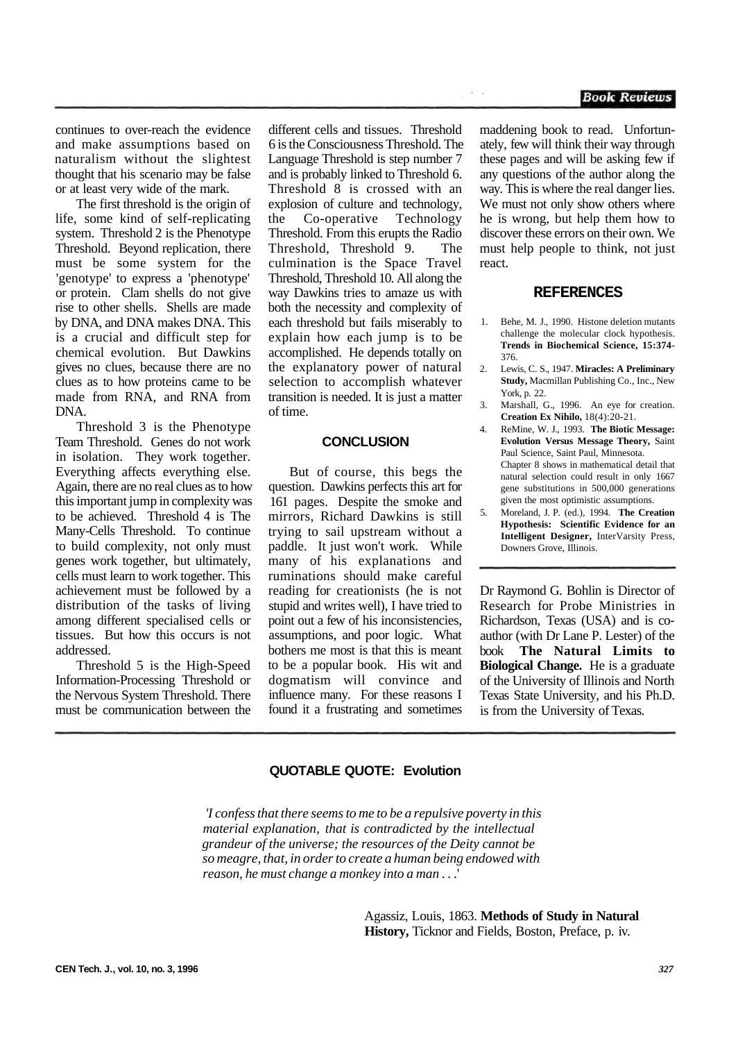continues to over-reach the evidence and make assumptions based on naturalism without the slightest thought that his scenario may be false or at least very wide of the mark.

The first threshold is the origin of life, some kind of self-replicating system. Threshold 2 is the Phenotype Threshold. Beyond replication, there must be some system for the 'genotype' to express a 'phenotype' or protein. Clam shells do not give rise to other shells. Shells are made by DNA, and DNA makes DNA. This is a crucial and difficult step for chemical evolution. But Dawkins gives no clues, because there are no clues as to how proteins came to be made from RNA, and RNA from DNA.

Threshold 3 is the Phenotype Team Threshold. Genes do not work in isolation. They work together. Everything affects everything else. Again, there are no real clues as to how this important jump in complexity was to be achieved. Threshold 4 is The Many-Cells Threshold. To continue to build complexity, not only must genes work together, but ultimately, cells must learn to work together. This achievement must be followed by a distribution of the tasks of living among different specialised cells or tissues. But how this occurs is not addressed.

Threshold 5 is the High-Speed Information-Processing Threshold or the Nervous System Threshold. There must be communication between the different cells and tissues. Threshold 6 is the Consciousness Threshold. The Language Threshold is step number 7 and is probably linked to Threshold 6. Threshold 8 is crossed with an explosion of culture and technology, the Co-operative Technology Threshold. From this erupts the Radio Threshold, Threshold 9. The culmination is the Space Travel Threshold, Threshold 10. All along the way Dawkins tries to amaze us with both the necessity and complexity of each threshold but fails miserably to explain how each jump is to be accomplished. He depends totally on the explanatory power of natural selection to accomplish whatever transition is needed. It is just a matter of time.

## CONCLUSION

But of course, this begs the question. Dawkins perfects this art for 161 pages. Despite the smoke and mirrors, Richard Dawkins is still trying to sail upstream without a paddle. It just won't work. While many of his explanations and ruminations should make careful reading for creationists (he is not stupid and writes well), I have tried to point out a few of his inconsistencies, assumptions, and poor logic. What bothers me most is that this is meant to be a popular book. His wit and dogmatism will convince and influence many. For these reasons I found it a frustrating and sometimes maddening book to read. Unfortunately, few will think their way through these pages and will be asking few if any questions of the author along the way. This is where the real danger lies. We must not only show others where he is wrong, but help them how to discover these errors on their own. We must help people to think, not just react.

## REFERENCES

1. Behe, M. J., 1990. Histone deletion mutants challenge the molecular clock hypothesis. **Trends in Biochemical Science, 15:374-**376.
2. Lewis, C. S., 1947. **Miracles: A Preliminary Study,** Macmillan Publishing Co., Inc., New York, p. 22.
3. Marshall, G., 1996. An eye for creation. **Creation Ex Nihilo,** 18(4):20-21.
4. ReMine, W. J., 1993. **The Biotic Message: Evolution Versus Message Theory,** Saint Paul Science, Saint Paul, Minnesota. Chapter 8 shows in mathematical detail that natural selection could result in only 1667 gene substitutions in 500,000 generations given the most optimistic assumptions.
5. Moreland, J. P. (ed.), 1994. **The Creation Hypothesis: Scientific Evidence for an Intelligent Designer,** InterVarsity Press, Downers Grove, Illinois.

Dr Raymond G. Bohlin is Director of Research for Probe Ministries in Richardson, Texas (USA) and is co-author (with Dr Lane P. Lester) of the book **The Natural Limits to Biological Change.** He is a graduate of the University of Illinois and North Texas State University, and his Ph.D. is from the University of Texas.

## QUOTABLE QUOTE: Evolution

*'I confess that there seems to me to be a repulsive poverty in this material explanation, that is contradicted by the intellectual grandeur of the universe; the resources of the Deity cannot be so meagre, that, in order to create a human being endowed with reason, he must change a monkey into a man . . .'*

Agassiz, Louis, 1863. **Methods of Study in Natural History,** Ticknor and Fields, Boston, Preface, p. iv.